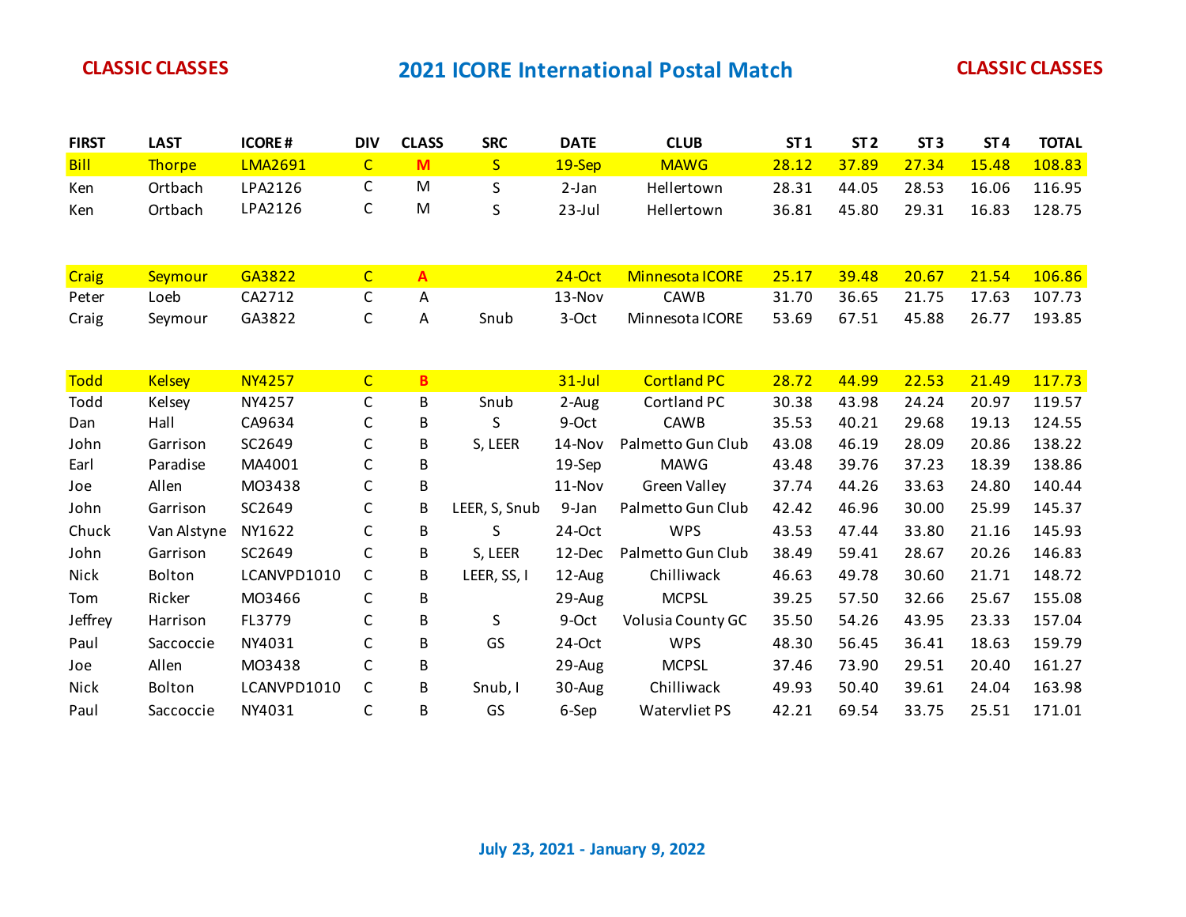CLASSIC CLASSES

# 2021 ICORE International Postal Match

CLASSIC CLASSES

| FIRST | LAST | ICORE # | DIV | CLASS | SRC | DATE | CLUB | ST 1 | ST 2 | ST 3 | ST 4 | TOTAL |
|---|---|---|---|---|---|---|---|---|---|---|---|---|
| Bill | Thorpe | LMA2691 | C | M | S | 19-Sep | MAWG | 28.12 | 37.89 | 27.34 | 15.48 | 108.83 |
| Ken | Ortbach | LPA2126 | C | M | S | 2-Jan | Hellertown | 28.31 | 44.05 | 28.53 | 16.06 | 116.95 |
| Ken | Ortbach | LPA2126 | C | M | S | 23-Jul | Hellertown | 36.81 | 45.80 | 29.31 | 16.83 | 128.75 |
| | | | | | | | | | | | | |
| Craig | Seymour | GA3822 | C | A | | 24-Oct | Minnesota ICORE | 25.17 | 39.48 | 20.67 | 21.54 | 106.86 |
| Peter | Loeb | CA2712 | C | A | | 13-Nov | CAWB | 31.70 | 36.65 | 21.75 | 17.63 | 107.73 |
| Craig | Seymour | GA3822 | C | A | Snub | 3-Oct | Minnesota ICORE | 53.69 | 67.51 | 45.88 | 26.77 | 193.85 |
| | | | | | | | | | | | | |
| Todd | Kelsey | NY4257 | C | B | | 31-Jul | Cortland PC | 28.72 | 44.99 | 22.53 | 21.49 | 117.73 |
| Todd | Kelsey | NY4257 | C | B | Snub | 2-Aug | Cortland PC | 30.38 | 43.98 | 24.24 | 20.97 | 119.57 |
| Dan | Hall | CA9634 | C | B | S | 9-Oct | CAWB | 35.53 | 40.21 | 29.68 | 19.13 | 124.55 |
| John | Garrison | SC2649 | C | B | S, LEER | 14-Nov | Palmetto Gun Club | 43.08 | 46.19 | 28.09 | 20.86 | 138.22 |
| Earl | Paradise | MA4001 | C | B | | 19-Sep | MAWG | 43.48 | 39.76 | 37.23 | 18.39 | 138.86 |
| Joe | Allen | MO3438 | C | B | | 11-Nov | Green Valley | 37.74 | 44.26 | 33.63 | 24.80 | 140.44 |
| John | Garrison | SC2649 | C | B | LEER, S, Snub | 9-Jan | Palmetto Gun Club | 42.42 | 46.96 | 30.00 | 25.99 | 145.37 |
| Chuck | Van Alstyne | NY1622 | C | B | S | 24-Oct | WPS | 43.53 | 47.44 | 33.80 | 21.16 | 145.93 |
| John | Garrison | SC2649 | C | B | S, LEER | 12-Dec | Palmetto Gun Club | 38.49 | 59.41 | 28.67 | 20.26 | 146.83 |
| Nick | Bolton | LCANVPD1010 | C | B | LEER, SS, I | 12-Aug | Chilliwack | 46.63 | 49.78 | 30.60 | 21.71 | 148.72 |
| Tom | Ricker | MO3466 | C | B | | 29-Aug | MCPSL | 39.25 | 57.50 | 32.66 | 25.67 | 155.08 |
| Jeffrey | Harrison | FL3779 | C | B | S | 9-Oct | Volusia County GC | 35.50 | 54.26 | 43.95 | 23.33 | 157.04 |
| Paul | Saccoccie | NY4031 | C | B | GS | 24-Oct | WPS | 48.30 | 56.45 | 36.41 | 18.63 | 159.79 |
| Joe | Allen | MO3438 | C | B | | 29-Aug | MCPSL | 37.46 | 73.90 | 29.51 | 20.40 | 161.27 |
| Nick | Bolton | LCANVPD1010 | C | B | Snub, I | 30-Aug | Chilliwack | 49.93 | 50.40 | 39.61 | 24.04 | 163.98 |
| Paul | Saccoccie | NY4031 | C | B | GS | 6-Sep | Watervliet PS | 42.21 | 69.54 | 33.75 | 25.51 | 171.01 |

July 23, 2021 - January 9, 2022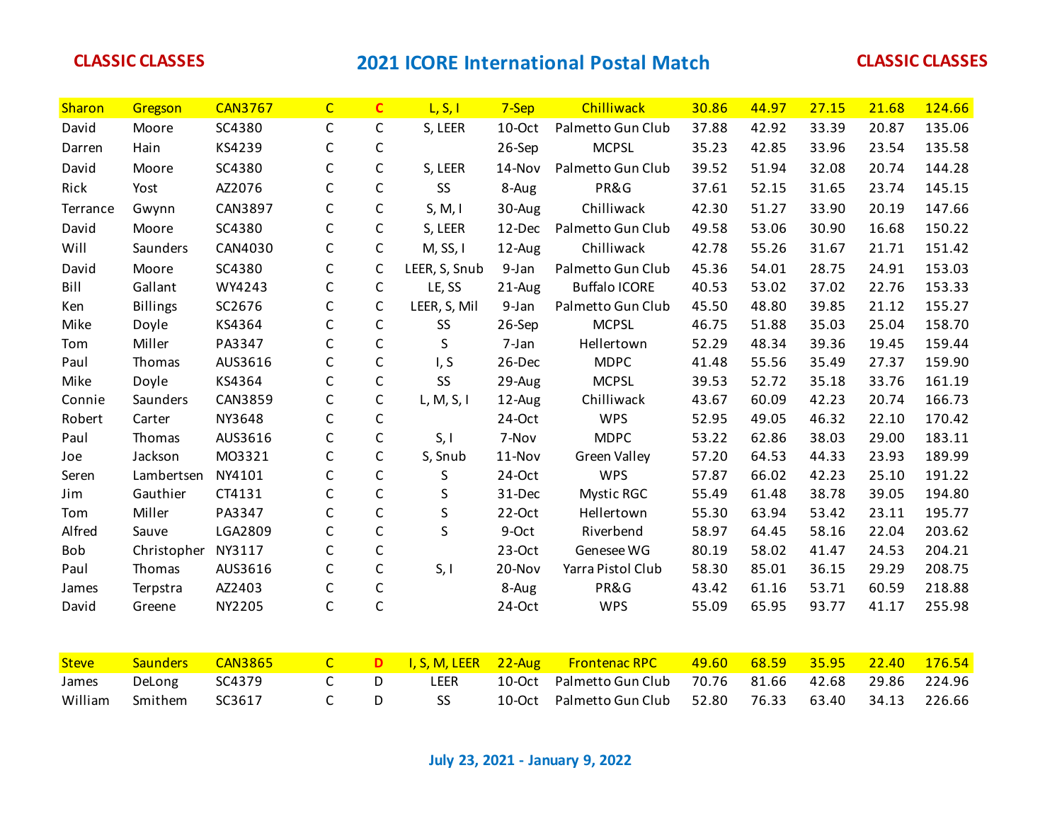**CLASSIC CLASSES**

# 2021 ICORE International Postal Match

**CLASSIC CLASSES**

| | | | | | | | | | | | | |
|---|---|---|---|---|---|---|---|---|---|---|---|---|
| Sharon | Gregson | CAN3767 | C | C | L, S, I | 7-Sep | Chilliwack | 30.86 | 44.97 | 27.15 | 21.68 | 124.66 |
| David | Moore | SC4380 | C | C | S, LEER | 10-Oct | Palmetto Gun Club | 37.88 | 42.92 | 33.39 | 20.87 | 135.06 |
| Darren | Hain | KS4239 | C | C | | 26-Sep | MCPSL | 35.23 | 42.85 | 33.96 | 23.54 | 135.58 |
| David | Moore | SC4380 | C | C | S, LEER | 14-Nov | Palmetto Gun Club | 39.52 | 51.94 | 32.08 | 20.74 | 144.28 |
| Rick | Yost | AZ2076 | C | C | SS | 8-Aug | PR&G | 37.61 | 52.15 | 31.65 | 23.74 | 145.15 |
| Terrance | Gwynn | CAN3897 | C | C | S, M, I | 30-Aug | Chilliwack | 42.30 | 51.27 | 33.90 | 20.19 | 147.66 |
| David | Moore | SC4380 | C | C | S, LEER | 12-Dec | Palmetto Gun Club | 49.58 | 53.06 | 30.90 | 16.68 | 150.22 |
| Will | Saunders | CAN4030 | C | C | M, SS, I | 12-Aug | Chilliwack | 42.78 | 55.26 | 31.67 | 21.71 | 151.42 |
| David | Moore | SC4380 | C | C | LEER, S, Snub | 9-Jan | Palmetto Gun Club | 45.36 | 54.01 | 28.75 | 24.91 | 153.03 |
| Bill | Gallant | WY4243 | C | C | LE, SS | 21-Aug | Buffalo ICORE | 40.53 | 53.02 | 37.02 | 22.76 | 153.33 |
| Ken | Billings | SC2676 | C | C | LEER, S, Mil | 9-Jan | Palmetto Gun Club | 45.50 | 48.80 | 39.85 | 21.12 | 155.27 |
| Mike | Doyle | KS4364 | C | C | SS | 26-Sep | MCPSL | 46.75 | 51.88 | 35.03 | 25.04 | 158.70 |
| Tom | Miller | PA3347 | C | C | S | 7-Jan | Hellertown | 52.29 | 48.34 | 39.36 | 19.45 | 159.44 |
| Paul | Thomas | AUS3616 | C | C | I, S | 26-Dec | MDPC | 41.48 | 55.56 | 35.49 | 27.37 | 159.90 |
| Mike | Doyle | KS4364 | C | C | SS | 29-Aug | MCPSL | 39.53 | 52.72 | 35.18 | 33.76 | 161.19 |
| Connie | Saunders | CAN3859 | C | C | L, M, S, I | 12-Aug | Chilliwack | 43.67 | 60.09 | 42.23 | 20.74 | 166.73 |
| Robert | Carter | NY3648 | C | C | | 24-Oct | WPS | 52.95 | 49.05 | 46.32 | 22.10 | 170.42 |
| Paul | Thomas | AUS3616 | C | C | S, I | 7-Nov | MDPC | 53.22 | 62.86 | 38.03 | 29.00 | 183.11 |
| Joe | Jackson | MO3321 | C | C | S, Snub | 11-Nov | Green Valley | 57.20 | 64.53 | 44.33 | 23.93 | 189.99 |
| Seren | Lambertsen | NY4101 | C | C | S | 24-Oct | WPS | 57.87 | 66.02 | 42.23 | 25.10 | 191.22 |
| Jim | Gauthier | CT4131 | C | C | S | 31-Dec | Mystic RGC | 55.49 | 61.48 | 38.78 | 39.05 | 194.80 |
| Tom | Miller | PA3347 | C | C | S | 22-Oct | Hellertown | 55.30 | 63.94 | 53.42 | 23.11 | 195.77 |
| Alfred | Sauve | LGA2809 | C | C | S | 9-Oct | Riverbend | 58.97 | 64.45 | 58.16 | 22.04 | 203.62 |
| Bob | Christopher | NY3117 | C | C | | 23-Oct | Genesee WG | 80.19 | 58.02 | 41.47 | 24.53 | 204.21 |
| Paul | Thomas | AUS3616 | C | C | S, I | 20-Nov | Yarra Pistol Club | 58.30 | 85.01 | 36.15 | 29.29 | 208.75 |
| James | Terpstra | AZ2403 | C | C | | 8-Aug | PR&G | 43.42 | 61.16 | 53.71 | 60.59 | 218.88 |
| David | Greene | NY2205 | C | C | | 24-Oct | WPS | 55.09 | 65.95 | 93.77 | 41.17 | 255.98 |

| | | | | | | | | | | | | |
|---|---|---|---|---|---|---|---|---|---|---|---|---|
| Steve | Saunders | CAN3865 | C | D | I, S, M, LEER | 22-Aug | Frontenac RPC | 49.60 | 68.59 | 35.95 | 22.40 | 176.54 |
| James | DeLong | SC4379 | C | D | LEER | 10-Oct | Palmetto Gun Club | 70.76 | 81.66 | 42.68 | 29.86 | 224.96 |
| William | Smithem | SC3617 | C | D | SS | 10-Oct | Palmetto Gun Club | 52.80 | 76.33 | 63.40 | 34.13 | 226.66 |

**July 23, 2021 - January 9, 2022**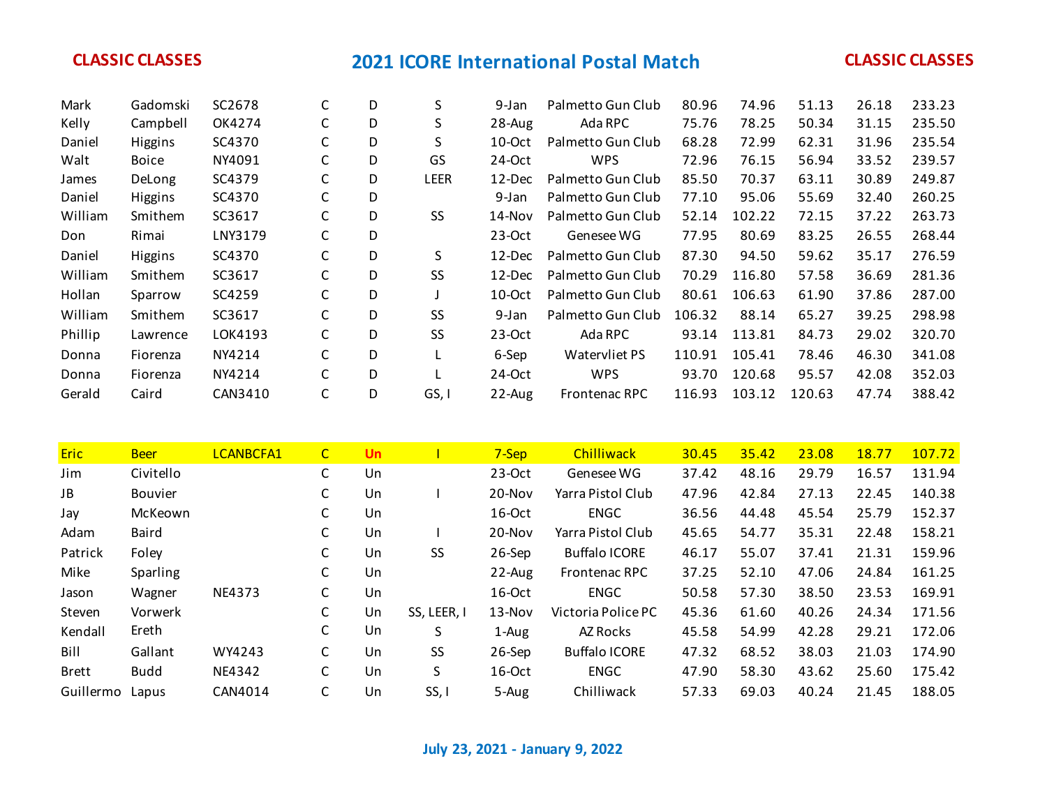**CLASSIC CLASSES** — **2021 ICORE International Postal Match** — **CLASSIC CLASSES**

| | | | | | | | | | | | | |
|---|---|---|---|---|---|---|---|---|---|---|---|---|
| Mark | Gadomski | SC2678 | C | D | S | 9-Jan | Palmetto Gun Club | 80.96 | 74.96 | 51.13 | 26.18 | 233.23 |
| Kelly | Campbell | OK4274 | C | D | S | 28-Aug | Ada RPC | 75.76 | 78.25 | 50.34 | 31.15 | 235.50 |
| Daniel | Higgins | SC4370 | C | D | S | 10-Oct | Palmetto Gun Club | 68.28 | 72.99 | 62.31 | 31.96 | 235.54 |
| Walt | Boice | NY4091 | C | D | GS | 24-Oct | WPS | 72.96 | 76.15 | 56.94 | 33.52 | 239.57 |
| James | DeLong | SC4379 | C | D | LEER | 12-Dec | Palmetto Gun Club | 85.50 | 70.37 | 63.11 | 30.89 | 249.87 |
| Daniel | Higgins | SC4370 | C | D | | 9-Jan | Palmetto Gun Club | 77.10 | 95.06 | 55.69 | 32.40 | 260.25 |
| William | Smithem | SC3617 | C | D | SS | 14-Nov | Palmetto Gun Club | 52.14 | 102.22 | 72.15 | 37.22 | 263.73 |
| Don | Rimai | LNY3179 | C | D | | 23-Oct | Genesee WG | 77.95 | 80.69 | 83.25 | 26.55 | 268.44 |
| Daniel | Higgins | SC4370 | C | D | S | 12-Dec | Palmetto Gun Club | 87.30 | 94.50 | 59.62 | 35.17 | 276.59 |
| William | Smithem | SC3617 | C | D | SS | 12-Dec | Palmetto Gun Club | 70.29 | 116.80 | 57.58 | 36.69 | 281.36 |
| Hollan | Sparrow | SC4259 | C | D | J | 10-Oct | Palmetto Gun Club | 80.61 | 106.63 | 61.90 | 37.86 | 287.00 |
| William | Smithem | SC3617 | C | D | SS | 9-Jan | Palmetto Gun Club | 106.32 | 88.14 | 65.27 | 39.25 | 298.98 |
| Phillip | Lawrence | LOK4193 | C | D | SS | 23-Oct | Ada RPC | 93.14 | 113.81 | 84.73 | 29.02 | 320.70 |
| Donna | Fiorenza | NY4214 | C | D | L | 6-Sep | Watervliet PS | 110.91 | 105.41 | 78.46 | 46.30 | 341.08 |
| Donna | Fiorenza | NY4214 | C | D | L | 24-Oct | WPS | 93.70 | 120.68 | 95.57 | 42.08 | 352.03 |
| Gerald | Caird | CAN3410 | C | D | GS, I | 22-Aug | Frontenac RPC | 116.93 | 103.12 | 120.63 | 47.74 | 388.42 |

| | | | | | | | | | | | | |
|---|---|---|---|---|---|---|---|---|---|---|---|---|
| Eric | Beer | LCANBCFA1 | C | **Un** | I | 7-Sep | Chilliwack | 30.45 | 35.42 | 23.08 | 18.77 | 107.72 |
| Jim | Civitello | | C | Un | | 23-Oct | Genesee WG | 37.42 | 48.16 | 29.79 | 16.57 | 131.94 |
| JB | Bouvier | | C | Un | I | 20-Nov | Yarra Pistol Club | 47.96 | 42.84 | 27.13 | 22.45 | 140.38 |
| Jay | McKeown | | C | Un | | 16-Oct | ENGC | 36.56 | 44.48 | 45.54 | 25.79 | 152.37 |
| Adam | Baird | | C | Un | I | 20-Nov | Yarra Pistol Club | 45.65 | 54.77 | 35.31 | 22.48 | 158.21 |
| Patrick | Foley | | C | Un | SS | 26-Sep | Buffalo ICORE | 46.17 | 55.07 | 37.41 | 21.31 | 159.96 |
| Mike | Sparling | | C | Un | | 22-Aug | Frontenac RPC | 37.25 | 52.10 | 47.06 | 24.84 | 161.25 |
| Jason | Wagner | NE4373 | C | Un | | 16-Oct | ENGC | 50.58 | 57.30 | 38.50 | 23.53 | 169.91 |
| Steven | Vorwerk | | C | Un | SS, LEER, I | 13-Nov | Victoria Police PC | 45.36 | 61.60 | 40.26 | 24.34 | 171.56 |
| Kendall | Ereth | | C | Un | S | 1-Aug | AZ Rocks | 45.58 | 54.99 | 42.28 | 29.21 | 172.06 |
| Bill | Gallant | WY4243 | C | Un | SS | 26-Sep | Buffalo ICORE | 47.32 | 68.52 | 38.03 | 21.03 | 174.90 |
| Brett | Budd | NE4342 | C | Un | S | 16-Oct | ENGC | 47.90 | 58.30 | 43.62 | 25.60 | 175.42 |
| Guillermo | Lapus | CAN4014 | C | Un | SS, I | 5-Aug | Chilliwack | 57.33 | 69.03 | 40.24 | 21.45 | 188.05 |

**July 23, 2021 - January 9, 2022**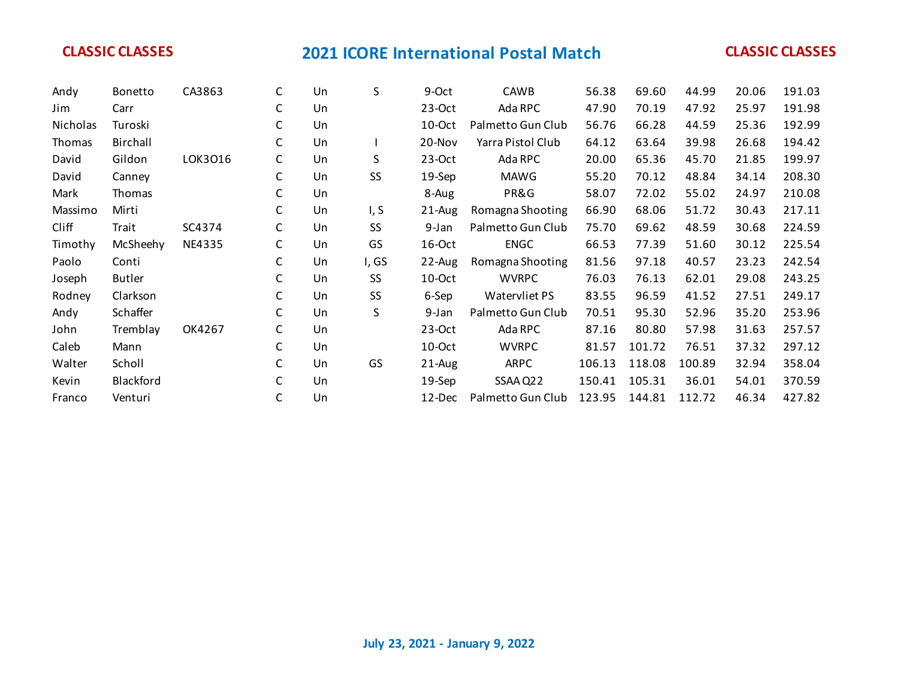CLASSIC CLASSES

# 2021 ICORE International Postal Match

CLASSIC CLASSES

| | | | | | | | | | | | | |
|---|---|---|---|---|---|---|---|---|---|---|---|---|
| Andy | Bonetto | CA3863 | C | Un | S | 9-Oct | CAWB | 56.38 | 69.60 | 44.99 | 20.06 | 191.03 |
| Jim | Carr | | C | Un | | 23-Oct | Ada RPC | 47.90 | 70.19 | 47.92 | 25.97 | 191.98 |
| Nicholas | Turoski | | C | Un | | 10-Oct | Palmetto Gun Club | 56.76 | 66.28 | 44.59 | 25.36 | 192.99 |
| Thomas | Birchall | | C | Un | I | 20-Nov | Yarra Pistol Club | 64.12 | 63.64 | 39.98 | 26.68 | 194.42 |
| David | Gildon | LOK3O16 | C | Un | S | 23-Oct | Ada RPC | 20.00 | 65.36 | 45.70 | 21.85 | 199.97 |
| David | Canney | | C | Un | SS | 19-Sep | MAWG | 55.20 | 70.12 | 48.84 | 34.14 | 208.30 |
| Mark | Thomas | | C | Un | | 8-Aug | PR&G | 58.07 | 72.02 | 55.02 | 24.97 | 210.08 |
| Massimo | Mirti | | C | Un | I, S | 21-Aug | Romagna Shooting | 66.90 | 68.06 | 51.72 | 30.43 | 217.11 |
| Cliff | Trait | SC4374 | C | Un | SS | 9-Jan | Palmetto Gun Club | 75.70 | 69.62 | 48.59 | 30.68 | 224.59 |
| Timothy | McSheehy | NE4335 | C | Un | GS | 16-Oct | ENGC | 66.53 | 77.39 | 51.60 | 30.12 | 225.54 |
| Paolo | Conti | | C | Un | I, GS | 22-Aug | Romagna Shooting | 81.56 | 97.18 | 40.57 | 23.23 | 242.54 |
| Joseph | Butler | | C | Un | SS | 10-Oct | WVRPC | 76.03 | 76.13 | 62.01 | 29.08 | 243.25 |
| Rodney | Clarkson | | C | Un | SS | 6-Sep | Watervliet PS | 83.55 | 96.59 | 41.52 | 27.51 | 249.17 |
| Andy | Schaffer | | C | Un | S | 9-Jan | Palmetto Gun Club | 70.51 | 95.30 | 52.96 | 35.20 | 253.96 |
| John | Tremblay | OK4267 | C | Un | | 23-Oct | Ada RPC | 87.16 | 80.80 | 57.98 | 31.63 | 257.57 |
| Caleb | Mann | | C | Un | | 10-Oct | WVRPC | 81.57 | 101.72 | 76.51 | 37.32 | 297.12 |
| Walter | Scholl | | C | Un | GS | 21-Aug | ARPC | 106.13 | 118.08 | 100.89 | 32.94 | 358.04 |
| Kevin | Blackford | | C | Un | | 19-Sep | SSAA Q22 | 150.41 | 105.31 | 36.01 | 54.01 | 370.59 |
| Franco | Venturi | | C | Un | | 12-Dec | Palmetto Gun Club | 123.95 | 144.81 | 112.72 | 46.34 | 427.82 |

July 23, 2021 - January 9, 2022